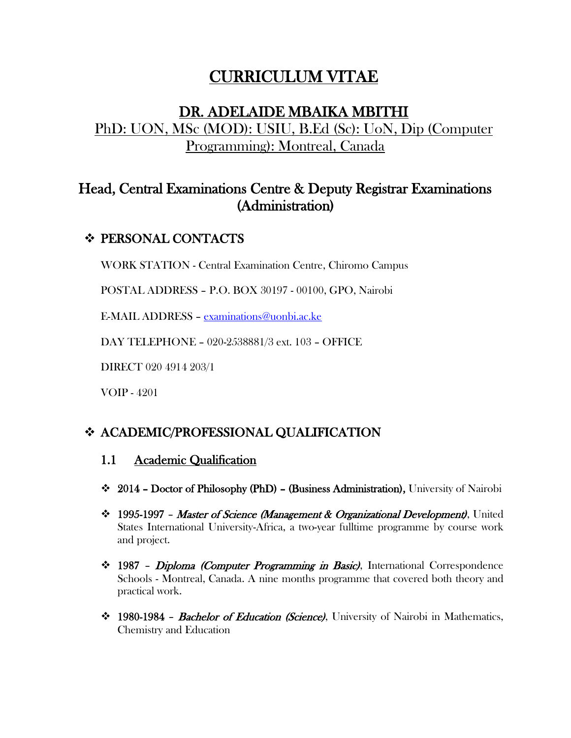# CURRICULUM VITAE

## DR. ADELAIDE MBAIKA MBITHI

PhD: UON, MSc (MOD): USIU, B.Ed (Sc): UoN, Dip (Computer Programming): Montreal, Canada

## Head, Central Examinations Centre & Deputy Registrar Examinations (Administration)

## ❖ PERSONAL CONTACTS

WORK STATION - Central Examination Centre, Chiromo Campus

POSTAL ADDRESS – P.O. BOX 30197 - 00100, GPO, Nairobi

E-MAIL ADDRESS – examinations@uonbi.ac.ke

DAY TELEPHONE – 020-2538881/3 ext. 103 – OFFICE

DIRECT 020 4914 203/1

VOIP - 4201

## ❖ ACADEMIC/PROFESSIONAL QUALIFICATION

### 1.1 Academic Qualification

- **2014 – Doctor of Philosophy (PhD) – (Business Administration),** University of Nairobi
- **1995-1997** – ***Master of Science (Management & Organizational Development)***, United States International University-Africa, a two-year fulltime programme by course work and project.
- **1987** – ***Diploma (Computer Programming in Basic)***, International Correspondence Schools - Montreal, Canada. A nine months programme that covered both theory and practical work.
- **1980-1984** – ***Bachelor of Education (Science)***, University of Nairobi in Mathematics, Chemistry and Education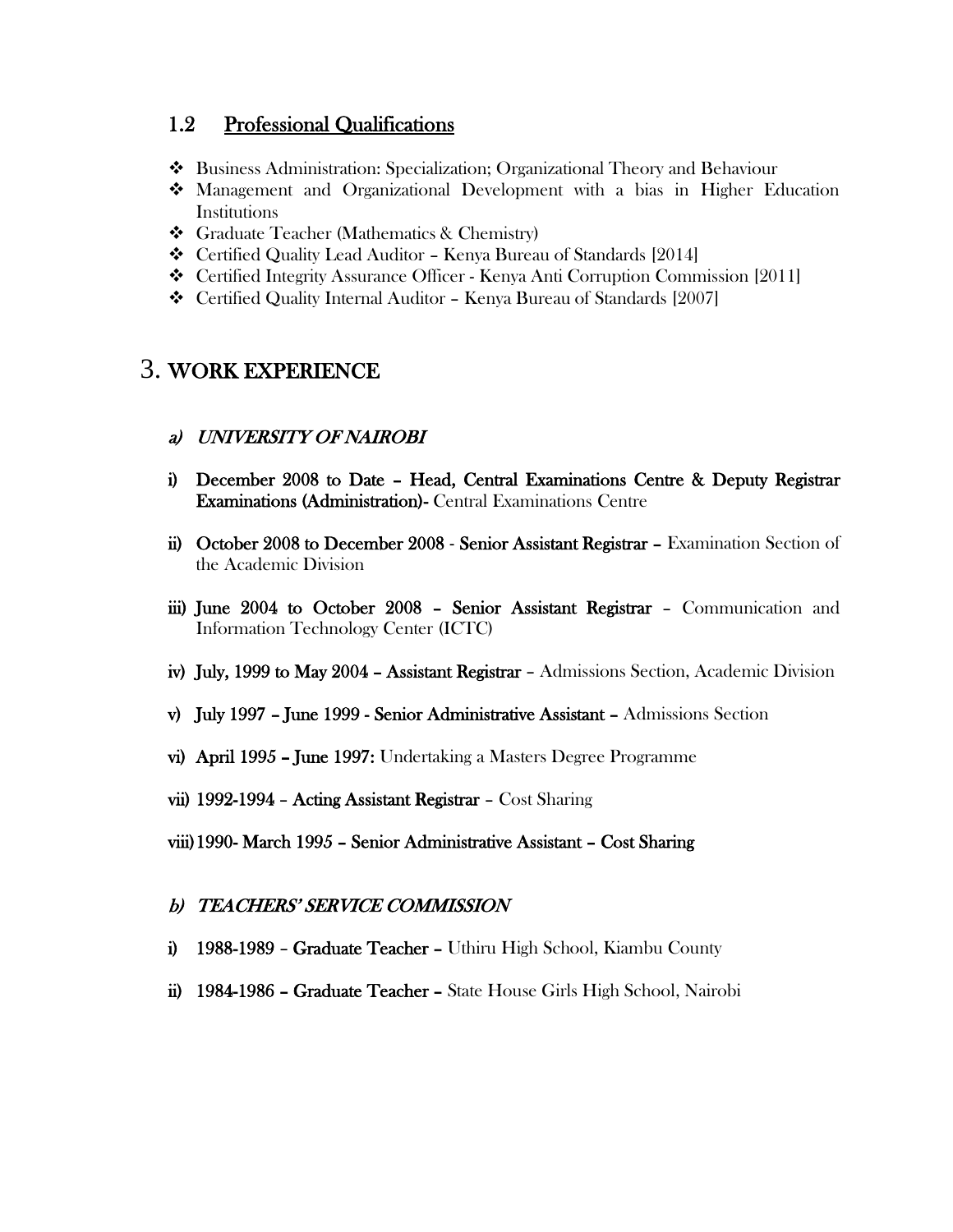## 1.2 Professional Qualifications

- Business Administration: Specialization; Organizational Theory and Behaviour
- Management and Organizational Development with a bias in Higher Education Institutions
- Graduate Teacher (Mathematics & Chemistry)
- Certified Quality Lead Auditor – Kenya Bureau of Standards [2014]
- Certified Integrity Assurance Officer - Kenya Anti Corruption Commission [2011]
- Certified Quality Internal Auditor – Kenya Bureau of Standards [2007]

# 3. WORK EXPERIENCE

### *a) UNIVERSITY OF NAIROBI*

i) **December 2008 to Date – Head, Central Examinations Centre & Deputy Registrar Examinations (Administration)-** Central Examinations Centre

ii) **October 2008 to December 2008** - **Senior Assistant Registrar –** Examination Section of the Academic Division

iii) **June 2004 to October 2008 – Senior Assistant Registrar** – Communication and Information Technology Center (ICTC)

iv) **July, 1999 to May 2004 – Assistant Registrar** – Admissions Section, Academic Division

v) **July 1997 – June 1999 - Senior Administrative Assistant –** Admissions Section

vi) **April 1995 – June 1997:** Undertaking a Masters Degree Programme

vii) **1992-1994** – **Acting Assistant Registrar** – Cost Sharing

viii) **1990- March 1995 – Senior Administrative Assistant – Cost Sharing**

### *b) TEACHERS' SERVICE COMMISSION*

i) **1988-1989** – **Graduate Teacher –** Uthiru High School, Kiambu County

ii) **1984-1986 – Graduate Teacher –** State House Girls High School, Nairobi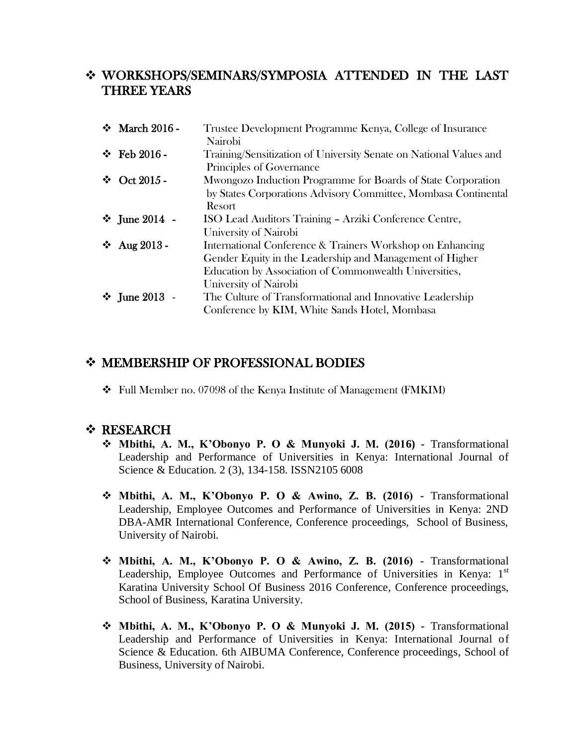## ❖ WORKSHOPS/SEMINARS/SYMPOSIA ATTENDED IN THE LAST THREE YEARS

- **March 2016 -** Trustee Development Programme Kenya, College of Insurance Nairobi
- **Feb 2016 -** Training/Sensitization of University Senate on National Values and Principles of Governance
- **Oct 2015 -** Mwongozo Induction Programme for Boards of State Corporation by States Corporations Advisory Committee, Mombasa Continental Resort
- **June 2014 -** ISO Lead Auditors Training – Arziki Conference Centre, University of Nairobi
- **Aug 2013 -** International Conference & Trainers Workshop on Enhancing Gender Equity in the Leadership and Management of Higher Education by Association of Commonwealth Universities, University of Nairobi
- **June 2013 -** The Culture of Transformational and Innovative Leadership Conference by KIM, White Sands Hotel, Mombasa

## ❖ MEMBERSHIP OF PROFESSIONAL BODIES

- Full Member no. 07098 of the Kenya Institute of Management (FMKIM)

## ❖ RESEARCH

- **Mbithi, A. M., K'Obonyo P. O & Munyoki J. M. (2016)** - Transformational Leadership and Performance of Universities in Kenya: International Journal of Science & Education. 2 (3), 134-158. ISSN2105 6008

- **Mbithi, A. M., K'Obonyo P. O & Awino, Z. B. (2016)** - Transformational Leadership, Employee Outcomes and Performance of Universities in Kenya: 2ND DBA-AMR International Conference, Conference proceedings, School of Business, University of Nairobi.

- **Mbithi, A. M., K'Obonyo P. O & Awino, Z. B. (2016)** - Transformational Leadership, Employee Outcomes and Performance of Universities in Kenya: 1st Karatina University School Of Business 2016 Conference, Conference proceedings, School of Business, Karatina University.

- **Mbithi, A. M., K'Obonyo P. O & Munyoki J. M. (2015)** - Transformational Leadership and Performance of Universities in Kenya: International Journal of Science & Education. 6th AIBUMA Conference, Conference proceedings, School of Business, University of Nairobi.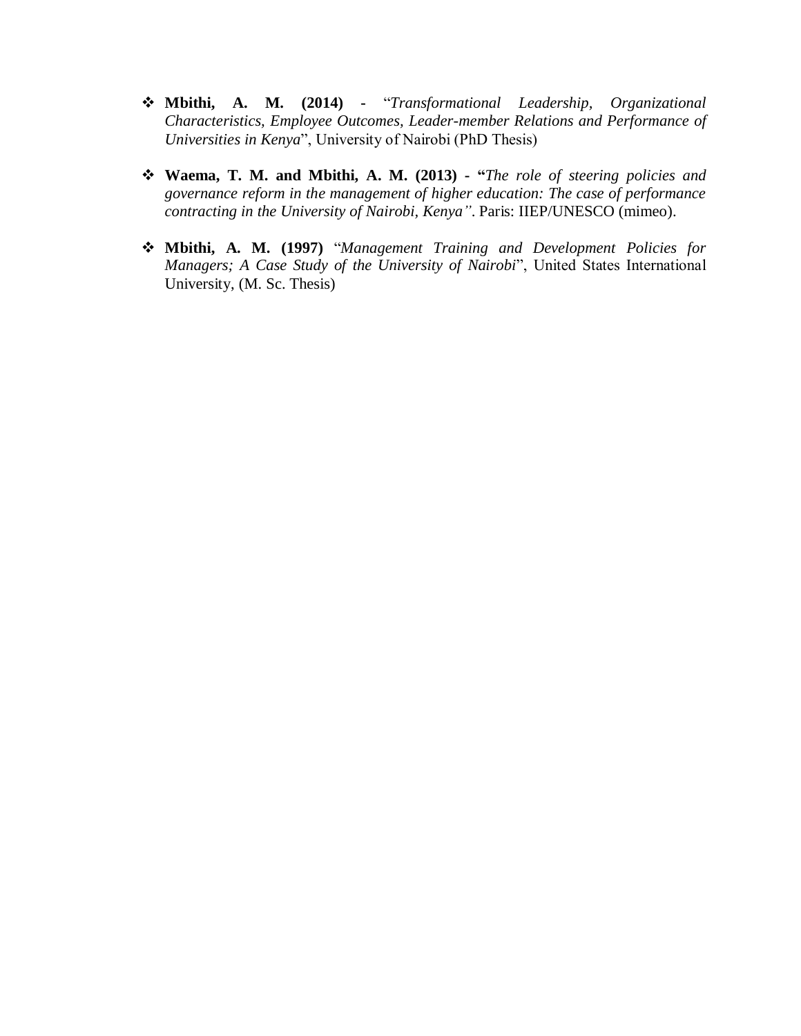- **Mbithi, A. M. (2014) -** "*Transformational Leadership, Organizational Characteristics, Employee Outcomes, Leader-member Relations and Performance of Universities in Kenya*", University of Nairobi (PhD Thesis)

- **Waema, T. M. and Mbithi, A. M. (2013) - "***The role of steering policies and governance reform in the management of higher education: The case of performance contracting in the University of Nairobi, Kenya"*. Paris: IIEP/UNESCO (mimeo).

- **Mbithi, A. M. (1997)** "*Management Training and Development Policies for Managers; A Case Study of the University of Nairobi*", United States International University, (M. Sc. Thesis)